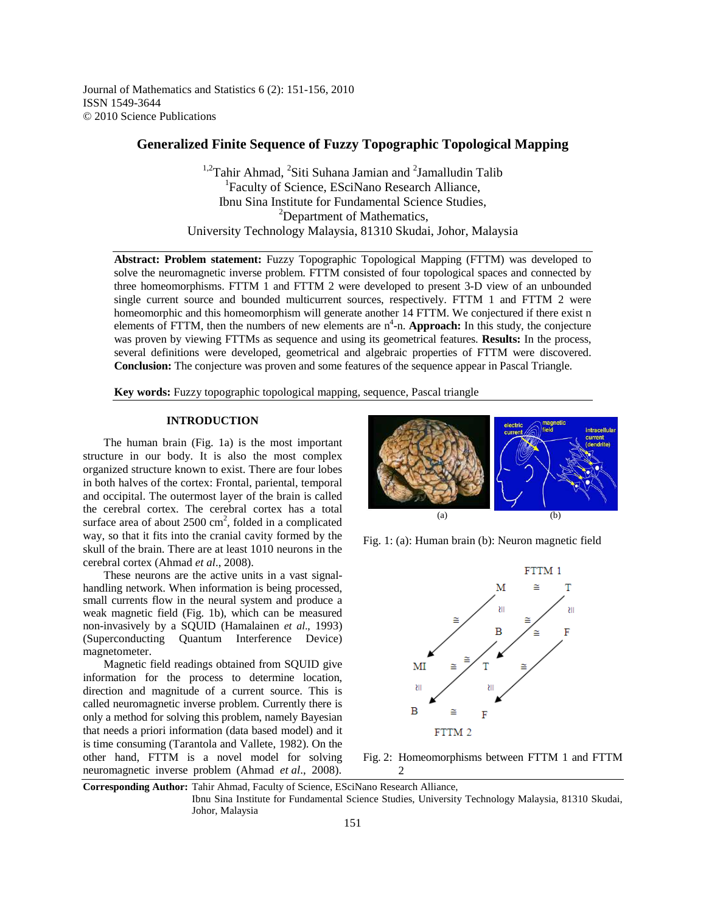# Generalized Finite Sequence of Fuzzy Topographic Topological Mapping

Tahir Ahmad[1,2], Siti Suhana Jamian[2] and Jamalludin Talib[2]

[1]Faculty of Science, ESciNano Research Alliance,
Ibnu Sina Institute for Fundamental Science Studies,
[2]Department of Mathematics,
University Technology Malaysia, 81310 Skudai, Johor, Malaysia

**Abstract: Problem statement:** Fuzzy Topographic Topological Mapping (FTTM) was developed to solve the neuromagnetic inverse problem. FTTM consisted of four topological spaces and connected by three homeomorphisms. FTTM 1 and FTTM 2 were developed to present 3-D view of an unbounded single current source and bounded multicurrent sources, respectively. FTTM 1 and FTTM 2 were homeomorphic and this homeomorphism will generate another 14 FTTM. We conjectured if there exist n elements of FTTM, then the numbers of new elements are $n^4$-n. **Approach:** In this study, the conjecture was proven by viewing FTTMs as sequence and using its geometrical features. **Results:** In the process, several definitions were developed, geometrical and algebraic properties of FTTM were discovered. **Conclusion:** The conjecture was proven and some features of the sequence appear in Pascal Triangle.

**Key words:** Fuzzy topographic topological mapping, sequence, Pascal triangle

## INTRODUCTION

The human brain (Fig. 1a) is the most important structure in our body. It is also the most complex organized structure known to exist. There are four lobes in both halves of the cortex: Frontal, pariental, temporal and occipital. The outermost layer of the brain is called the cerebral cortex. The cerebral cortex has a total surface area of about 2500 $cm^2$, folded in a complicated way, so that it fits into the cranial cavity formed by the skull of the brain. There are at least 1010 neurons in the cerebral cortex (Ahmad *et al*., 2008).

These neurons are the active units in a vast signal-handling network. When information is being processed, small currents flow in the neural system and produce a weak magnetic field (Fig. 1b), which can be measured non-invasively by a SQUID (Hamalainen *et al*., 1993) (Superconducting Quantum Interference Device) magnetometer.

Magnetic field readings obtained from SQUID give information for the process to determine location, direction and magnitude of a current source. This is called neuromagnetic inverse problem. Currently there is only a method for solving this problem, namely Bayesian that needs a priori information (data based model) and it is time consuming (Tarantola and Vallete, 1982). On the other hand, FTTM is a novel model for solving neuromagnetic inverse problem (Ahmad *et al*., 2008).

Fig. 1: (a): Human brain (b): Neuron magnetic field

Fig. 2: Homeomorphisms between FTTM 1 and FTTM 2

**Corresponding Author:** Tahir Ahmad, Faculty of Science, ESciNano Research Alliance, Ibnu Sina Institute for Fundamental Science Studies, University Technology Malaysia, 81310 Skudai, Johor, Malaysia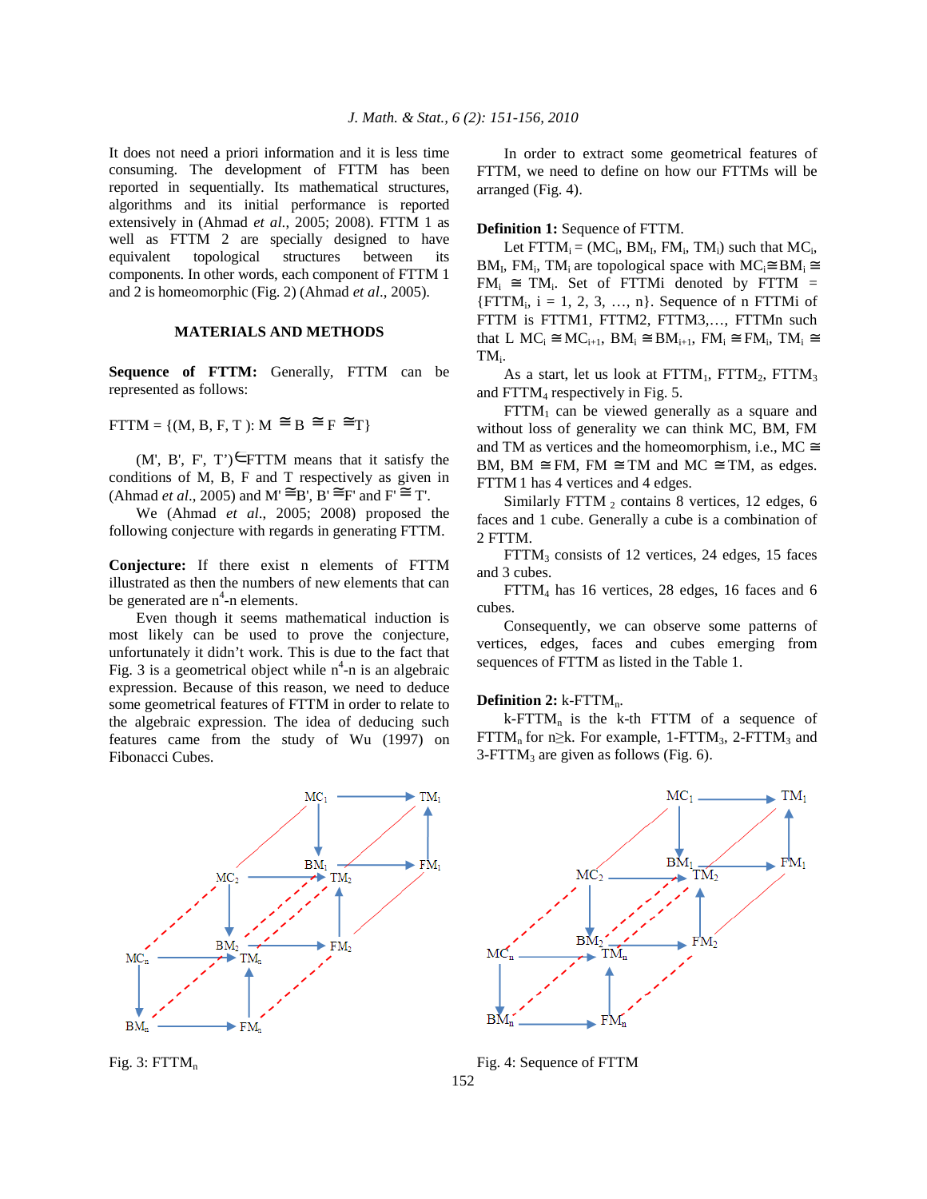It does not need a priori information and it is less time consuming. The development of FTTM has been reported in sequentially. Its mathematical structures, algorithms and its initial performance is reported extensively in (Ahmad *et al*., 2005; 2008). FTTM 1 as well as FTTM 2 are specially designed to have equivalent topological structures between its components. In other words, each component of FTTM 1 and 2 is homeomorphic (Fig. 2) (Ahmad *et al*., 2005).

## MATERIALS AND METHODS

**Sequence of FTTM:** Generally, FTTM can be represented as follows:

$$FTTM = \{(M, B, F, T): M \cong B \cong F \cong T\}$$

$(M', B', F', T') \in FTTM$ means that it satisfy the conditions of M, B, F and T respectively as given in (Ahmad *et al*., 2005) and $M' \cong B'$, $B' \cong F'$ and $F' \cong T'$.

We (Ahmad *et al*., 2005; 2008) proposed the following conjecture with regards in generating FTTM.

**Conjecture:** If there exist n elements of FTTM illustrated as then the numbers of new elements that can be generated are $n^4$-n elements.

Even though it seems mathematical induction is most likely can be used to prove the conjecture, unfortunately it didn't work. This is due to the fact that Fig. 3 is a geometrical object while $n^4$-n is an algebraic expression. Because of this reason, we need to deduce some geometrical features of FTTM in order to relate to the algebraic expression. The idea of deducing such features came from the study of Wu (1997) on Fibonacci Cubes.

Fig. 3: $FTTM_n$

In order to extract some geometrical features of FTTM, we need to define on how our FTTMs will be arranged (Fig. 4).

**Definition 1:** Sequence of FTTM.

Let $FTTM_i = (MC_i, BM_I, FM_i, TM_i)$ such that $MC_i$, $BM_I$, $FM_i$, $TM_i$ are topological space with $MC_i \cong BM_i \cong FM_i \cong TM_i$. Set of FTTMi denoted by FTTM = $\{FTTM_i, i = 1, 2, 3, \ldots, n\}$. Sequence of n FTTMi of FTTM is FTTM1, FTTM2, FTTM3,…, FTTMn such that L $MC_i \cong MC_{i+1}$, $BM_i \cong BM_{i+1}$, $FM_i \cong FM_i$, $TM_i \cong TM_i$.

As a start, let us look at $FTTM_1$, $FTTM_2$, $FTTM_3$ and $FTTM_4$ respectively in Fig. 5.

$FTTM_1$ can be viewed generally as a square and without loss of generality we can think MC, BM, FM and TM as vertices and the homeomorphism, i.e., MC $\cong$ BM, BM $\cong$ FM, FM $\cong$ TM and MC $\cong$ TM, as edges. FTTM 1 has 4 vertices and 4 edges.

Similarly $FTTM_2$ contains 8 vertices, 12 edges, 6 faces and 1 cube. Generally a cube is a combination of 2 FTTM.

$FTTM_3$ consists of 12 vertices, 24 edges, 15 faces and 3 cubes.

$FTTM_4$ has 16 vertices, 28 edges, 16 faces and 6 cubes.

Consequently, we can observe some patterns of vertices, edges, faces and cubes emerging from sequences of FTTM as listed in the Table 1.

**Definition 2:** k-$FTTM_n$.

k-$FTTM_n$ is the k-th FTTM of a sequence of $FTTM_n$ for n≥k. For example, 1-$FTTM_3$, 2-$FTTM_3$ and 3-$FTTM_3$ are given as follows (Fig. 6).

Fig. 4: Sequence of FTTM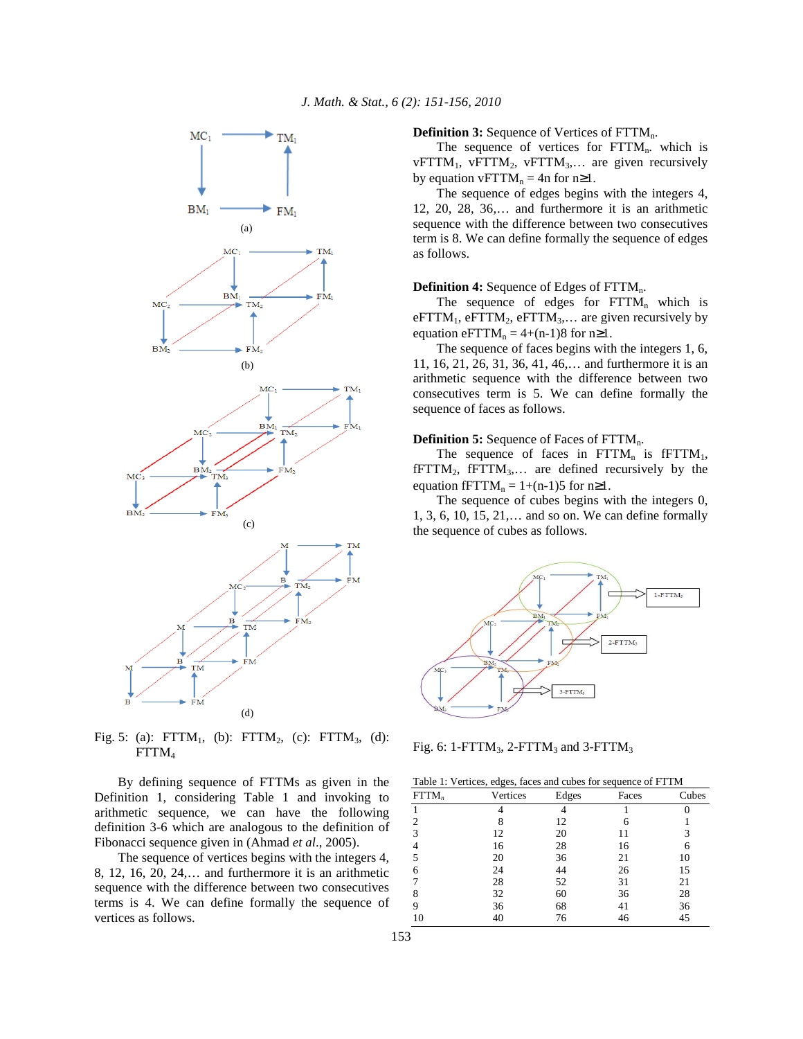Fig. 5: (a): $FTTM_1$, (b): $FTTM_2$, (c): $FTTM_3$, (d): $FTTM_4$

By defining sequence of FTTMs as given in the Definition 1, considering Table 1 and invoking to arithmetic sequence, we can have the following definition 3-6 which are analogous to the definition of Fibonacci sequence given in (Ahmad *et al*., 2005).

The sequence of vertices begins with the integers 4, 8, 12, 16, 20, 24,… and furthermore it is an arithmetic sequence with the difference between two consecutives terms is 4. We can define formally the sequence of vertices as follows.

**Definition 3:** Sequence of Vertices of $FTTM_n$.

The sequence of vertices for $FTTM_n$ which is $vFTTM_1$, $vFTTM_2$, $vFTTM_3$,… are given recursively by equation $vFTTM_n = 4n$ for $n\geq 1$.

The sequence of edges begins with the integers 4, 12, 20, 28, 36,… and furthermore it is an arithmetic sequence with the difference between two consecutives term is 8. We can define formally the sequence of edges as follows.

**Definition 4:** Sequence of Edges of $FTTM_n$.

The sequence of edges for $FTTM_n$ which is $eFTTM_1$, $eFTTM_2$, $eFTTM_3$,… are given recursively by equation $eFTTM_n = 4+(n-1)8$ for $n\geq 1$.

The sequence of faces begins with the integers 1, 6, 11, 16, 21, 26, 31, 36, 41, 46,… and furthermore it is an arithmetic sequence with the difference between two consecutives term is 5. We can define formally the sequence of faces as follows.

**Definition 5:** Sequence of Faces of $FTTM_n$.

The sequence of faces in $FTTM_n$ is $fFTTM_1$, $fFTTM_2$, $fFTTM_3$,… are defined recursively by the equation $fFTTM_n = 1+(n-1)5$ for $n\geq 1$.

The sequence of cubes begins with the integers 0, 1, 3, 6, 10, 15, 21,… and so on. We can define formally the sequence of cubes as follows.

Fig. 6: $1\text{-}FTTM_3$, $2\text{-}FTTM_3$ and $3\text{-}FTTM_3$

Table 1: Vertices, edges, faces and cubes for sequence of FTTM

| $FTTM_n$ | Vertices | Edges | Faces | Cubes |
|---|---|---|---|---|
| 1 | 4 | 4 | 1 | 0 |
| 2 | 8 | 12 | 6 | 1 |
| 3 | 12 | 20 | 11 | 3 |
| 4 | 16 | 28 | 16 | 6 |
| 5 | 20 | 36 | 21 | 10 |
| 6 | 24 | 44 | 26 | 15 |
| 7 | 28 | 52 | 31 | 21 |
| 8 | 32 | 60 | 36 | 28 |
| 9 | 36 | 68 | 41 | 36 |
| 10 | 40 | 76 | 46 | 45 |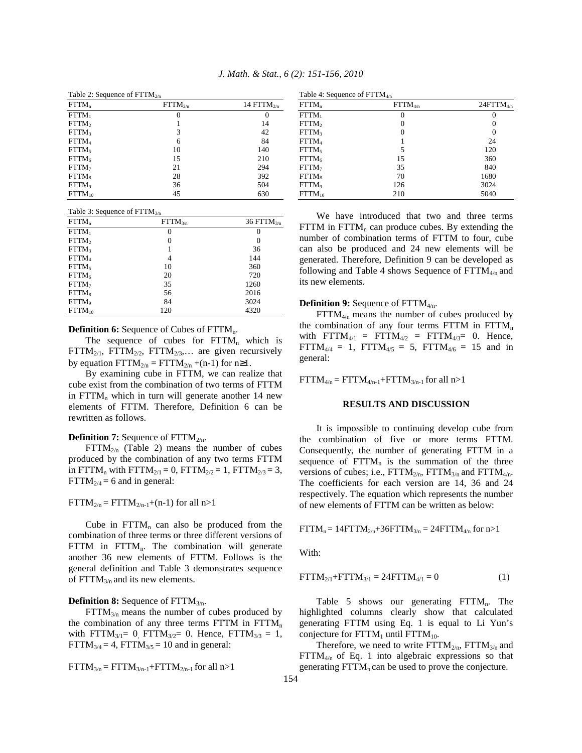Table 2: Sequence of $FTTM_{2/n}$

| $FTTM_n$ | $FTTM_{2/n}$ | $14\ FTTM_{2/n}$ |
|---|---|---|
| $FTTM_1$ | 0 | 0 |
| $FTTM_2$ | 1 | 14 |
| $FTTM_3$ | 3 | 42 |
| $FTTM_4$ | 6 | 84 |
| $FTTM_5$ | 10 | 140 |
| $FTTM_6$ | 15 | 210 |
| $FTTM_7$ | 21 | 294 |
| $FTTM_8$ | 28 | 392 |
| $FTTM_9$ | 36 | 504 |
| $FTTM_{10}$ | 45 | 630 |

Table 3: Sequence of $FTTM_{3/n}$

| $FTTM_n$ | $FTTM_{3/n}$ | $36\ FTTM_{3/n}$ |
|---|---|---|
| $FTTM_1$ | 0 | 0 |
| $FTTM_2$ | 0 | 0 |
| $FTTM_3$ | 1 | 36 |
| $FTTM_4$ | 4 | 144 |
| $FTTM_5$ | 10 | 360 |
| $FTTM_6$ | 20 | 720 |
| $FTTM_7$ | 35 | 1260 |
| $FTTM_8$ | 56 | 2016 |
| $FTTM_9$ | 84 | 3024 |
| $FTTM_{10}$ | 120 | 4320 |

**Definition 6:** Sequence of Cubes of $FTTM_n$.

The sequence of cubes for $FTTM_n$ which is $FTTM_{2/1}$, $FTTM_{2/2}$, $FTTM_{2/3}$,… are given recursively by equation $FTTM_{2/n} = FTTM_{2/n} + (n-1)$ for $n \geq 1$.

By examining cube in FTTM, we can realize that cube exist from the combination of two terms of FTTM in $FTTM_n$ which in turn will generate another 14 new elements of FTTM. Therefore, Definition 6 can be rewritten as follows.

**Definition 7:** Sequence of $FTTM_{2/n}$.

$FTTM_{2/n}$ (Table 2) means the number of cubes produced by the combination of any two terms FTTM in $FTTM_n$ with $FTTM_{2/1} = 0$, $FTTM_{2/2} = 1$, $FTTM_{2/3} = 3$, $FTTM_{2/4} = 6$ and in general:

$$FTTM_{2/n} = FTTM_{2/n-1} + (n-1) \text{ for all } n>1$$

Cube in $FTTM_n$ can also be produced from the combination of three terms or three different versions of FTTM in $FTTM_n$. The combination will generate another 36 new elements of FTTM. Follows is the general definition and Table 3 demonstrates sequence of $FTTM_{3/n}$ and its new elements.

**Definition 8:** Sequence of $FTTM_{3/n}$.

$FTTM_{3/n}$ means the number of cubes produced by the combination of any three terms FTTM in $FTTM_n$ with $FTTM_{3/1} = 0$, $FTTM_{3/2} = 0$. Hence, $FTTM_{3/3} = 1$, $FTTM_{3/4} = 4$, $FTTM_{3/5} = 10$ and in general:

$$FTTM_{3/n} = FTTM_{3/n-1} + FTTM_{2/n-1} \text{ for all } n>1$$

Table 4: Sequence of $FTTM_{4/n}$

| $FTTM_n$ | $FTTM_{4/n}$ | $24FTTM_{4/n}$ |
|---|---|---|
| $FTTM_1$ | 0 | 0 |
| $FTTM_2$ | 0 | 0 |
| $FTTM_3$ | 0 | 0 |
| $FTTM_4$ | 1 | 24 |
| $FTTM_5$ | 5 | 120 |
| $FTTM_6$ | 15 | 360 |
| $FTTM_7$ | 35 | 840 |
| $FTTM_8$ | 70 | 1680 |
| $FTTM_9$ | 126 | 3024 |
| $FTTM_{10}$ | 210 | 5040 |

We have introduced that two and three terms FTTM in $FTTM_n$ can produce cubes. By extending the number of combination terms of FTTM to four, cube can also be produced and 24 new elements will be generated. Therefore, Definition 9 can be developed as following and Table 4 shows Sequence of $FTTM_{4/n}$ and its new elements.

**Definition 9:** Sequence of $FTTM_{4/n}$.

$FTTM_{4/n}$ means the number of cubes produced by the combination of any four terms FTTM in $FTTM_n$ with $FTTM_{4/1} = FTTM_{4/2} = FTTM_{4/3} = 0$. Hence, $FTTM_{4/4} = 1$, $FTTM_{4/5} = 5$, $FTTM_{4/6} = 15$ and in general:

$$FTTM_{4/n} = FTTM_{4/n-1} + FTTM_{3/n-1} \text{ for all } n>1$$

## RESULTS AND DISCUSSION

It is impossible to continuing develop cube from the combination of five or more terms FTTM. Consequently, the number of generating FTTM in a sequence of $FTTM_n$ is the summation of the three versions of cubes; i.e., $FTTM_{2/n}$, $FTTM_{3/n}$ and $FTTM_{4/n}$. The coefficients for each version are 14, 36 and 24 respectively. The equation which represents the number of new elements of FTTM can be written as below:

$$FTTM_n = 14FTTM_{2/n} + 36FTTM_{3/n} = 24FTTM_{4/n} \text{ for } n>1$$

With:

$$FTTM_{2/1} + FTTM_{3/1} = 24FTTM_{4/1} = 0 \qquad (1)$$

Table 5 shows our generating $FTTM_n$. The highlighted columns clearly show that calculated generating FTTM using Eq. 1 is equal to Li Yun's conjecture for $FTTM_1$ until $FTTM_{10}$.

Therefore, we need to write $FTTM_{2/n}$, $FTTM_{3/n}$ and $FTTM_{4/n}$ of Eq. 1 into algebraic expressions so that generating $FTTM_n$ can be used to prove the conjecture.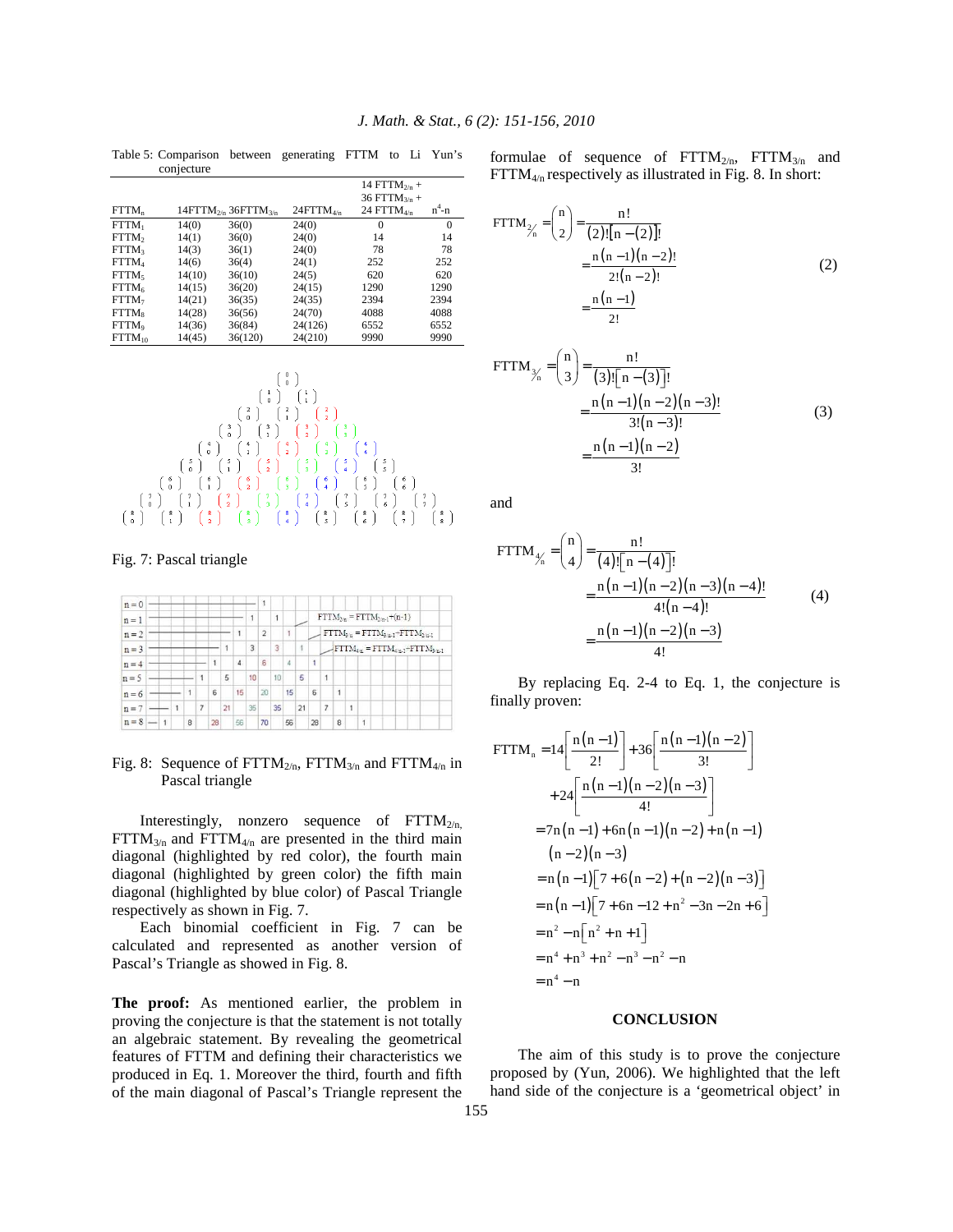Table 5: Comparison between generating FTTM to Li Yun's conjecture

| $FTTM_n$ | $14FTTM_{2/n}$ | $36FTTM_{3/n}$ | $24FTTM_{4/n}$ | $14\ FTTM_{2/n}$ + $36\ FTTM_{3/n}$ + $24\ FTTM_{4/n}$ | $n^4$-n |
|---|---|---|---|---|---|
| $FTTM_1$ | 14(0) | 36(0) | 24(0) | 0 | 0 |
| $FTTM_2$ | 14(1) | 36(0) | 24(0) | 14 | 14 |
| $FTTM_3$ | 14(3) | 36(1) | 24(0) | 78 | 78 |
| $FTTM_4$ | 14(6) | 36(4) | 24(1) | 252 | 252 |
| $FTTM_5$ | 14(10) | 36(10) | 24(5) | 620 | 620 |
| $FTTM_6$ | 14(15) | 36(20) | 24(15) | 1290 | 1290 |
| $FTTM_7$ | 14(21) | 36(35) | 24(35) | 2394 | 2394 |
| $FTTM_8$ | 14(28) | 36(56) | 24(70) | 4088 | 4088 |
| $FTTM_9$ | 14(36) | 36(84) | 24(126) | 6552 | 6552 |
| $FTTM_{10}$ | 14(45) | 36(120) | 24(210) | 9990 | 9990 |

Fig. 7: Pascal triangle

Fig. 8: Sequence of $FTTM_{2/n}$, $FTTM_{3/n}$ and $FTTM_{4/n}$ in Pascal triangle

Interestingly, nonzero sequence of $FTTM_{2/n}$, $FTTM_{3/n}$ and $FTTM_{4/n}$ are presented in the third main diagonal (highlighted by red color), the fourth main diagonal (highlighted by green color) the fifth main diagonal (highlighted by blue color) of Pascal Triangle respectively as shown in Fig. 7.

Each binomial coefficient in Fig. 7 can be calculated and represented as another version of Pascal's Triangle as showed in Fig. 8.

**The proof:** As mentioned earlier, the problem in proving the conjecture is that the statement is not totally an algebraic statement. By revealing the geometrical features of FTTM and defining their characteristics we produced in Eq. 1. Moreover the third, fourth and fifth of the main diagonal of Pascal's Triangle represent the formulae of sequence of $FTTM_{2/n}$, $FTTM_{3/n}$ and $FTTM_{4/n}$ respectively as illustrated in Fig. 8. In short:

$$FTTM_{2/n} = \binom{n}{2} = \frac{n!}{(2)![n-(2)]!} = \frac{n(n-1)(n-2)!}{2!(n-2)!} = \frac{n(n-1)}{2!} \quad (2)$$

$$FTTM_{3/n} = \binom{n}{3} = \frac{n!}{(3)![n-(3)]!} = \frac{n(n-1)(n-2)(n-3)!}{3!(n-3)!} = \frac{n(n-1)(n-2)}{3!} \quad (3)$$

and

$$FTTM_{4/n} = \binom{n}{4} = \frac{n!}{(4)![n-(4)]!} = \frac{n(n-1)(n-2)(n-3)(n-4)!}{4!(n-4)!} = \frac{n(n-1)(n-2)(n-3)}{4!} \quad (4)$$

By replacing Eq. 2-4 to Eq. 1, the conjecture is finally proven:

$$\begin{aligned}
FTTM_n &= 14\left[\frac{n(n-1)}{2!}\right] + 36\left[\frac{n(n-1)(n-2)}{3!}\right] + 24\left[\frac{n(n-1)(n-2)(n-3)}{4!}\right] \\
&= 7n(n-1) + 6n(n-1)(n-2) + n(n-1)(n-2)(n-3) \\
&= n(n-1)[7 + 6(n-2) + (n-2)(n-3)] \\
&= n(n-1)[7 + 6n - 12 + n^2 - 3n - 2n + 6] \\
&= n^2 - n[n^2 + n + 1] \\
&= n^4 + n^3 + n^2 - n^3 - n^2 - n \\
&= n^4 - n
\end{aligned}$$

## CONCLUSION

The aim of this study is to prove the conjecture proposed by (Yun, 2006). We highlighted that the left hand side of the conjecture is a 'geometrical object' in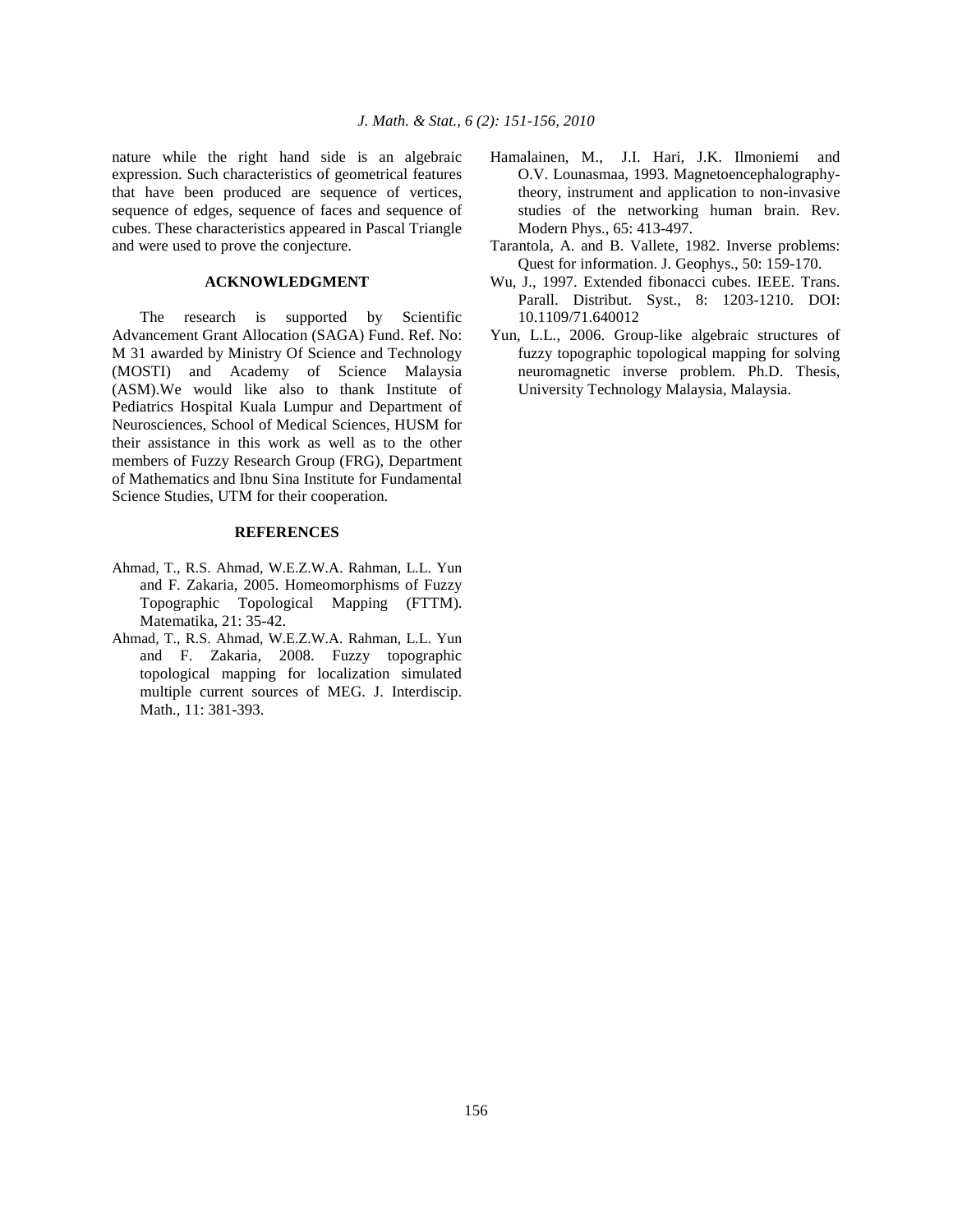nature while the right hand side is an algebraic expression. Such characteristics of geometrical features that have been produced are sequence of vertices, sequence of edges, sequence of faces and sequence of cubes. These characteristics appeared in Pascal Triangle and were used to prove the conjecture.

## ACKNOWLEDGMENT

The research is supported by Scientific Advancement Grant Allocation (SAGA) Fund. Ref. No: M 31 awarded by Ministry Of Science and Technology (MOSTI) and Academy of Science Malaysia (ASM).We would like also to thank Institute of Pediatrics Hospital Kuala Lumpur and Department of Neurosciences, School of Medical Sciences, HUSM for their assistance in this work as well as to the other members of Fuzzy Research Group (FRG), Department of Mathematics and Ibnu Sina Institute for Fundamental Science Studies, UTM for their cooperation.

## REFERENCES

Ahmad, T., R.S. Ahmad, W.E.Z.W.A. Rahman, L.L. Yun and F. Zakaria, 2005. Homeomorphisms of Fuzzy Topographic Topological Mapping (FTTM). Matematika, 21: 35-42.

Ahmad, T., R.S. Ahmad, W.E.Z.W.A. Rahman, L.L. Yun and F. Zakaria, 2008. Fuzzy topographic topological mapping for localization simulated multiple current sources of MEG. J. Interdiscip. Math., 11: 381-393.

Hamalainen, M., J.I. Hari, J.K. Ilmoniemi and O.V. Lounasmaa, 1993. Magnetoencephalography-theory, instrument and application to non-invasive studies of the networking human brain. Rev. Modern Phys., 65: 413-497.

Tarantola, A. and B. Vallete, 1982. Inverse problems: Quest for information. J. Geophys., 50: 159-170.

Wu, J., 1997. Extended fibonacci cubes. IEEE. Trans. Parall. Distribut. Syst., 8: 1203-1210. DOI: 10.1109/71.640012

Yun, L.L., 2006. Group-like algebraic structures of fuzzy topographic topological mapping for solving neuromagnetic inverse problem. Ph.D. Thesis, University Technology Malaysia, Malaysia.